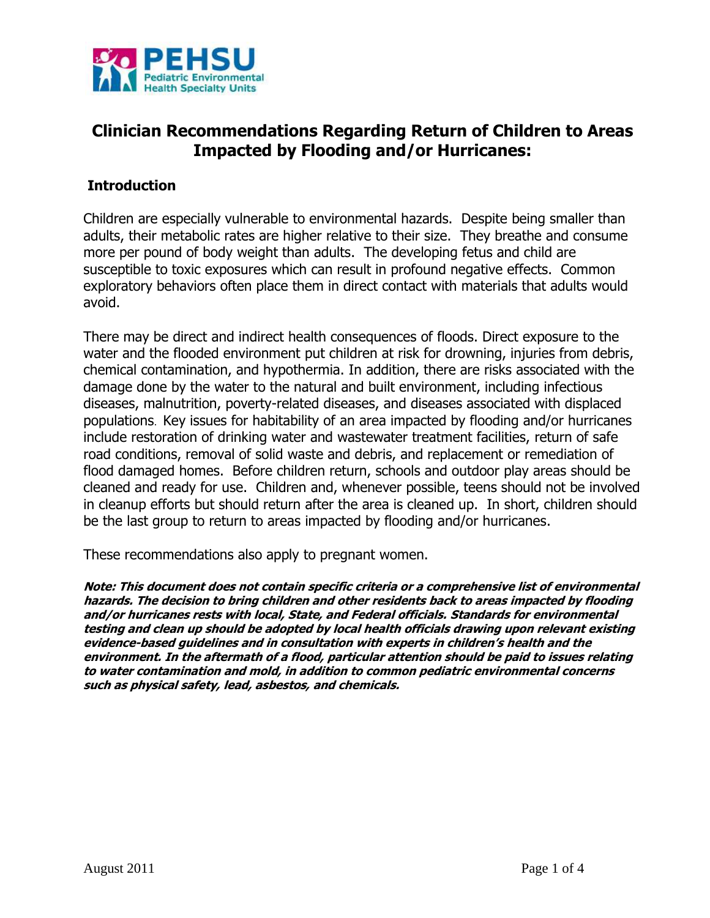PEHSU
Pediatric Environmental Health Specialty Units

# Clinician Recommendations Regarding Return of Children to Areas Impacted by Flooding and/or Hurricanes:

## Introduction

Children are especially vulnerable to environmental hazards. Despite being smaller than adults, their metabolic rates are higher relative to their size. They breathe and consume more per pound of body weight than adults. The developing fetus and child are susceptible to toxic exposures which can result in profound negative effects. Common exploratory behaviors often place them in direct contact with materials that adults would avoid.

There may be direct and indirect health consequences of floods. Direct exposure to the water and the flooded environment put children at risk for drowning, injuries from debris, chemical contamination, and hypothermia. In addition, there are risks associated with the damage done by the water to the natural and built environment, including infectious diseases, malnutrition, poverty-related diseases, and diseases associated with displaced populations. Key issues for habitability of an area impacted by flooding and/or hurricanes include restoration of drinking water and wastewater treatment facilities, return of safe road conditions, removal of solid waste and debris, and replacement or remediation of flood damaged homes. Before children return, schools and outdoor play areas should be cleaned and ready for use. Children and, whenever possible, teens should not be involved in cleanup efforts but should return after the area is cleaned up. In short, children should be the last group to return to areas impacted by flooding and/or hurricanes.

These recommendations also apply to pregnant women.

***Note: This document does not contain specific criteria or a comprehensive list of environmental hazards. The decision to bring children and other residents back to areas impacted by flooding and/or hurricanes rests with local, State, and Federal officials. Standards for environmental testing and clean up should be adopted by local health officials drawing upon relevant existing evidence-based guidelines and in consultation with experts in children's health and the environment. In the aftermath of a flood, particular attention should be paid to issues relating to water contamination and mold, in addition to common pediatric environmental concerns such as physical safety, lead, asbestos, and chemicals.***

August 2011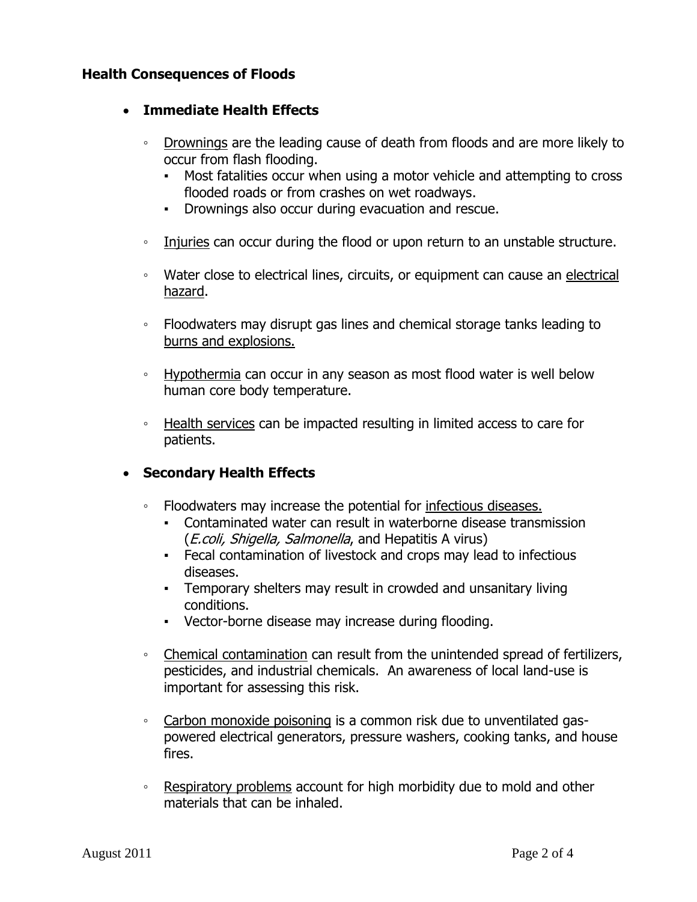**Health Consequences of Floods**

- **Immediate Health Effects**
    - Drownings are the leading cause of death from floods and are more likely to occur from flash flooding.
        - Most fatalities occur when using a motor vehicle and attempting to cross flooded roads or from crashes on wet roadways.
        - Drownings also occur during evacuation and rescue.
    - Injuries can occur during the flood or upon return to an unstable structure.
    - Water close to electrical lines, circuits, or equipment can cause an electrical hazard.
    - Floodwaters may disrupt gas lines and chemical storage tanks leading to burns and explosions.
    - Hypothermia can occur in any season as most flood water is well below human core body temperature.
    - Health services can be impacted resulting in limited access to care for patients.

- **Secondary Health Effects**
    - Floodwaters may increase the potential for infectious diseases.
        - Contaminated water can result in waterborne disease transmission (*E.coli, Shigella, Salmonella*, and Hepatitis A virus)
        - Fecal contamination of livestock and crops may lead to infectious diseases.
        - Temporary shelters may result in crowded and unsanitary living conditions.
        - Vector-borne disease may increase during flooding.
    - Chemical contamination can result from the unintended spread of fertilizers, pesticides, and industrial chemicals. An awareness of local land-use is important for assessing this risk.
    - Carbon monoxide poisoning is a common risk due to unventilated gas-powered electrical generators, pressure washers, cooking tanks, and house fires.
    - Respiratory problems account for high morbidity due to mold and other materials that can be inhaled.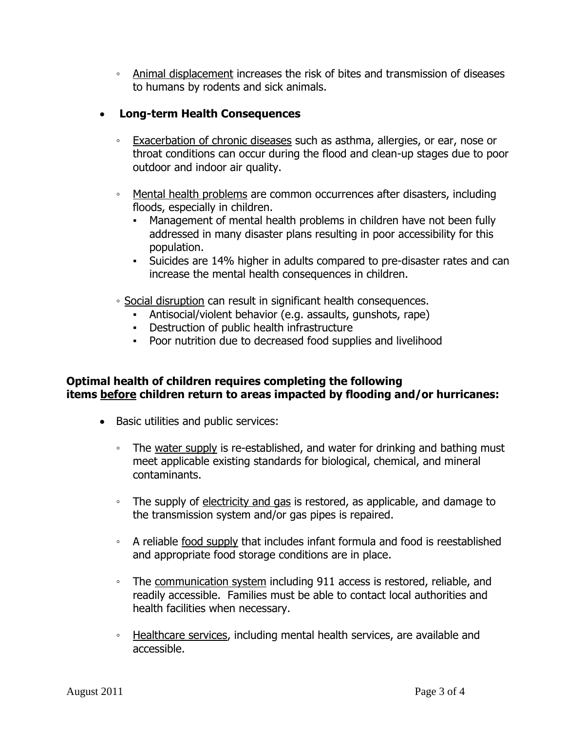- <u>Animal displacement</u> increases the risk of bites and transmission of diseases to humans by rodents and sick animals.

- **Long-term Health Consequences**

  - <u>Exacerbation of chronic diseases</u> such as asthma, allergies, or ear, nose or throat conditions can occur during the flood and clean-up stages due to poor outdoor and indoor air quality.

  - <u>Mental health problems</u> are common occurrences after disasters, including floods, especially in children.
    - Management of mental health problems in children have not been fully addressed in many disaster plans resulting in poor accessibility for this population.
    - Suicides are 14% higher in adults compared to pre-disaster rates and can increase the mental health consequences in children.

  - <u>Social disruption</u> can result in significant health consequences.
    - Antisocial/violent behavior (e.g. assaults, gunshots, rape)
    - Destruction of public health infrastructure
    - Poor nutrition due to decreased food supplies and livelihood

**Optimal health of children requires completing the following items <u>before</u> children return to areas impacted by flooding and/or hurricanes:**

- Basic utilities and public services:

  - The <u>water supply</u> is re-established, and water for drinking and bathing must meet applicable existing standards for biological, chemical, and mineral contaminants.

  - The supply of <u>electricity and gas</u> is restored, as applicable, and damage to the transmission system and/or gas pipes is repaired.

  - A reliable <u>food supply</u> that includes infant formula and food is reestablished and appropriate food storage conditions are in place.

  - The <u>communication system</u> including 911 access is restored, reliable, and readily accessible. Families must be able to contact local authorities and health facilities when necessary.

  - <u>Healthcare services</u>, including mental health services, are available and accessible.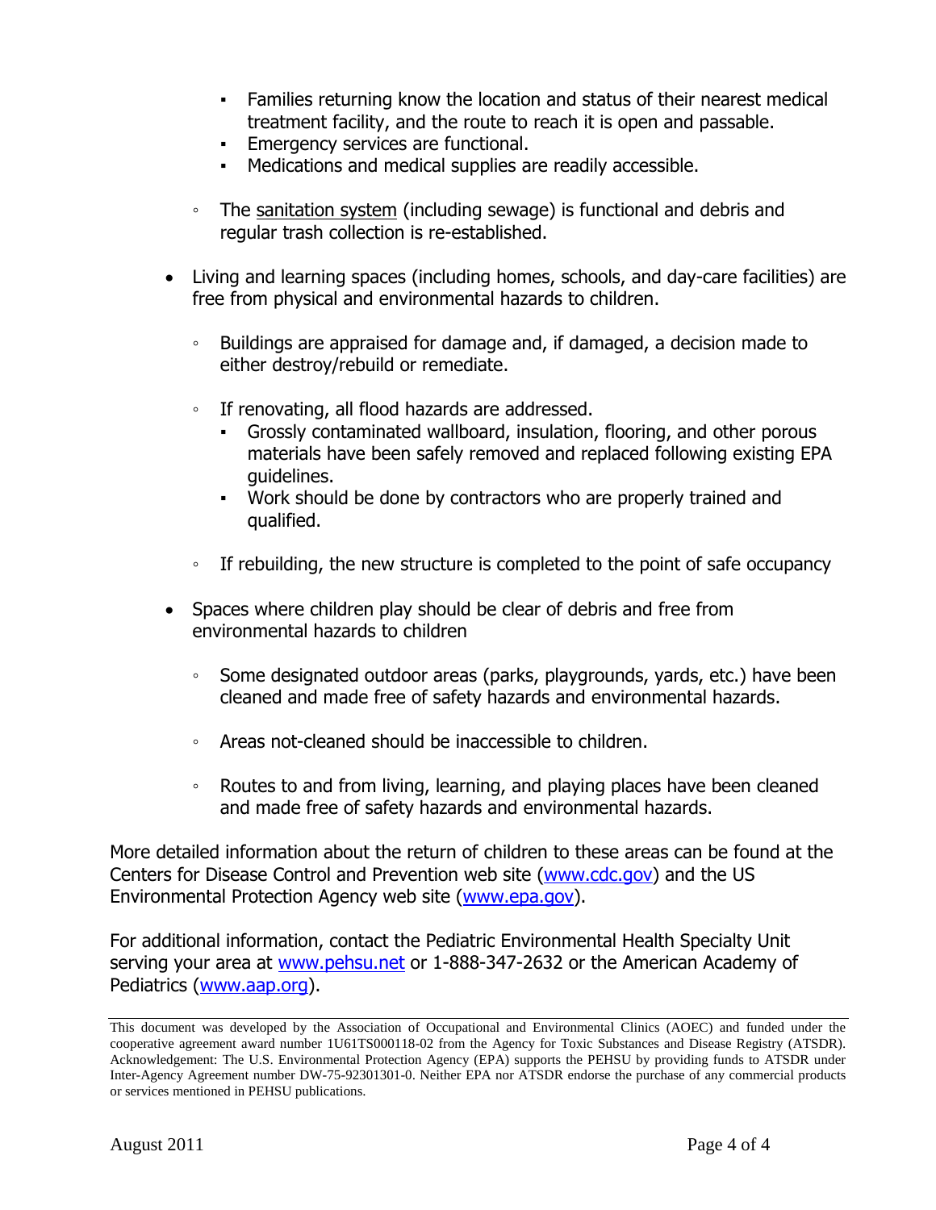- Families returning know the location and status of their nearest medical treatment facility, and the route to reach it is open and passable.
    - Emergency services are functional.
    - Medications and medical supplies are readily accessible.

  - The sanitation system (including sewage) is functional and debris and regular trash collection is re-established.

- Living and learning spaces (including homes, schools, and day-care facilities) are free from physical and environmental hazards to children.

  - Buildings are appraised for damage and, if damaged, a decision made to either destroy/rebuild or remediate.

  - If renovating, all flood hazards are addressed.
    - Grossly contaminated wallboard, insulation, flooring, and other porous materials have been safely removed and replaced following existing EPA guidelines.
    - Work should be done by contractors who are properly trained and qualified.

  - If rebuilding, the new structure is completed to the point of safe occupancy

- Spaces where children play should be clear of debris and free from environmental hazards to children

  - Some designated outdoor areas (parks, playgrounds, yards, etc.) have been cleaned and made free of safety hazards and environmental hazards.

  - Areas not-cleaned should be inaccessible to children.

  - Routes to and from living, learning, and playing places have been cleaned and made free of safety hazards and environmental hazards.

More detailed information about the return of children to these areas can be found at the Centers for Disease Control and Prevention web site (www.cdc.gov) and the US Environmental Protection Agency web site (www.epa.gov).

For additional information, contact the Pediatric Environmental Health Specialty Unit serving your area at www.pehsu.net or 1-888-347-2632 or the American Academy of Pediatrics (www.aap.org).

---

This document was developed by the Association of Occupational and Environmental Clinics (AOEC) and funded under the cooperative agreement award number 1U61TS000118-02 from the Agency for Toxic Substances and Disease Registry (ATSDR). Acknowledgement: The U.S. Environmental Protection Agency (EPA) supports the PEHSU by providing funds to ATSDR under Inter-Agency Agreement number DW-75-92301301-0. Neither EPA nor ATSDR endorse the purchase of any commercial products or services mentioned in PEHSU publications.

August 2011